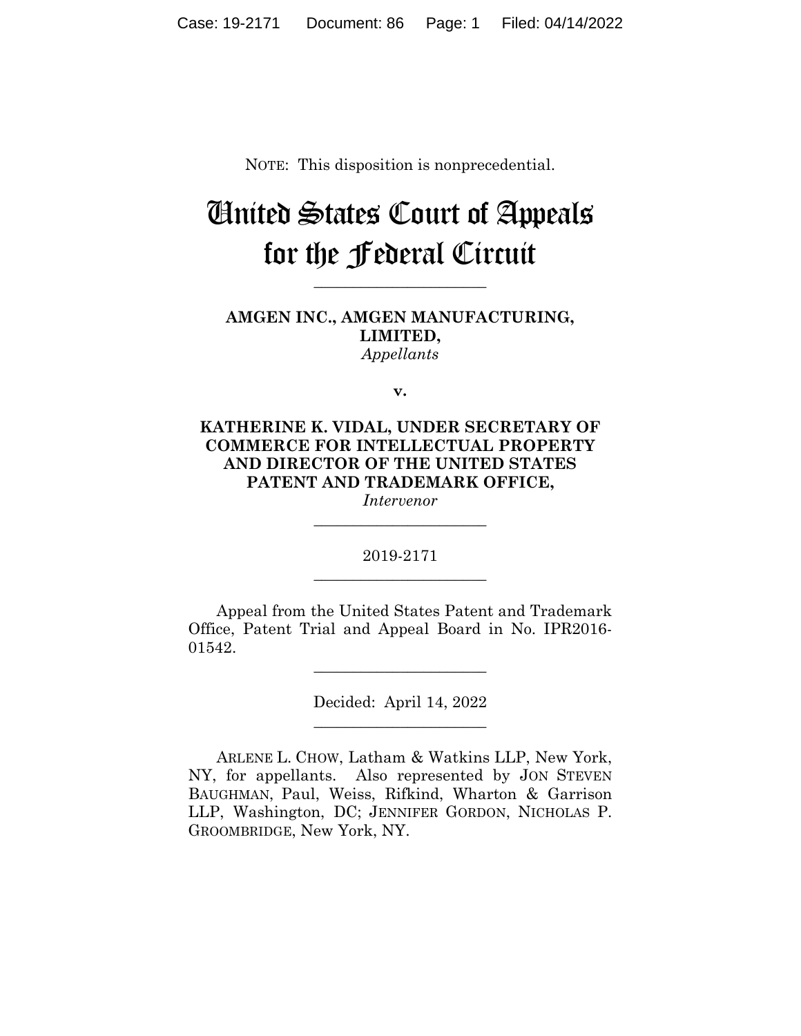NOTE: This disposition is nonprecedential.

# United States Court of Appeals for the Federal Circuit

______________________

**AMGEN INC., AMGEN MANUFACTURING, LIMITED,**
*Appellants*

**v.**

**KATHERINE K. VIDAL, UNDER SECRETARY OF COMMERCE FOR INTELLECTUAL PROPERTY AND DIRECTOR OF THE UNITED STATES PATENT AND TRADEMARK OFFICE,**
*Intervenor*

______________________

2019-2171

______________________

Appeal from the United States Patent and Trademark Office, Patent Trial and Appeal Board in No. IPR2016-01542.

______________________

Decided: April 14, 2022

______________________

ARLENE L. CHOW, Latham & Watkins LLP, New York, NY, for appellants. Also represented by JON STEVEN BAUGHMAN, Paul, Weiss, Rifkind, Wharton & Garrison LLP, Washington, DC; JENNIFER GORDON, NICHOLAS P. GROOMBRIDGE, New York, NY.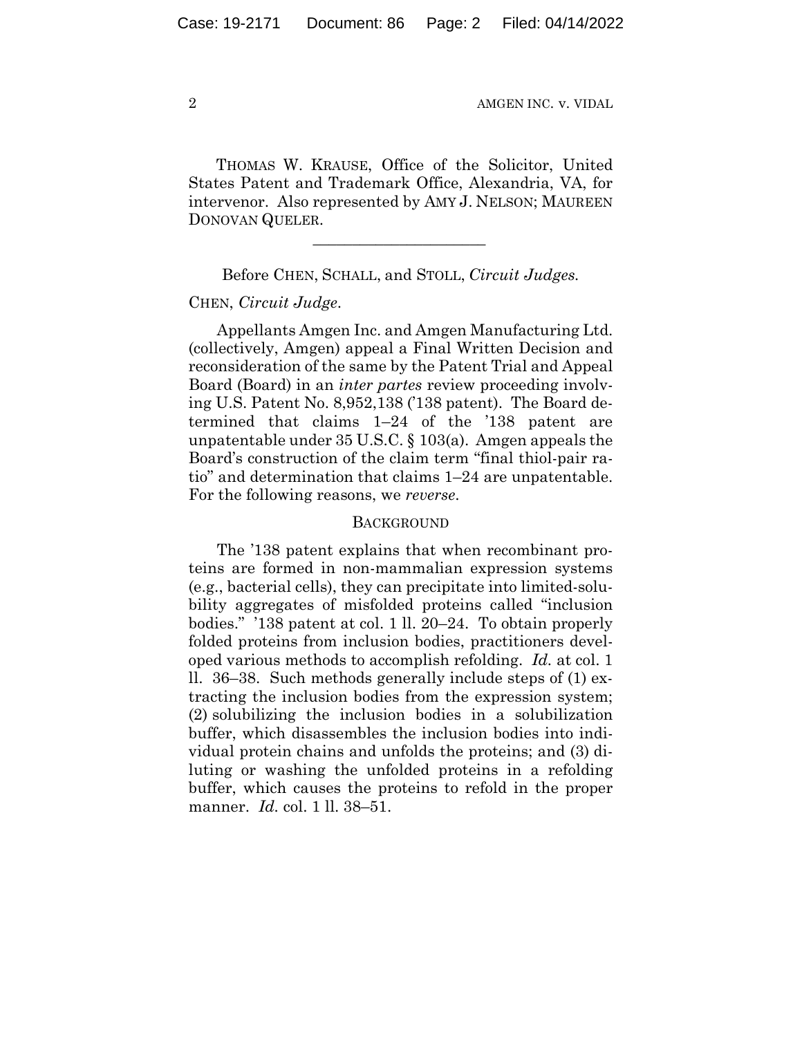THOMAS W. KRAUSE, Office of the Solicitor, United States Patent and Trademark Office, Alexandria, VA, for intervenor. Also represented by AMY J. NELSON; MAUREEN DONOVAN QUELER.

---

Before CHEN, SCHALL, and STOLL, *Circuit Judges*.

CHEN, *Circuit Judge*.

Appellants Amgen Inc. and Amgen Manufacturing Ltd. (collectively, Amgen) appeal a Final Written Decision and reconsideration of the same by the Patent Trial and Appeal Board (Board) in an *inter partes* review proceeding involving U.S. Patent No. 8,952,138 ('138 patent). The Board determined that claims 1–24 of the '138 patent are unpatentable under 35 U.S.C. § 103(a). Amgen appeals the Board's construction of the claim term "final thiol-pair ratio" and determination that claims 1–24 are unpatentable. For the following reasons, we *reverse*.

## BACKGROUND

The '138 patent explains that when recombinant proteins are formed in non-mammalian expression systems (e.g., bacterial cells), they can precipitate into limited-solubility aggregates of misfolded proteins called "inclusion bodies." '138 patent at col. 1 ll. 20–24. To obtain properly folded proteins from inclusion bodies, practitioners developed various methods to accomplish refolding. *Id.* at col. 1 ll. 36–38. Such methods generally include steps of (1) extracting the inclusion bodies from the expression system; (2) solubilizing the inclusion bodies in a solubilization buffer, which disassembles the inclusion bodies into individual protein chains and unfolds the proteins; and (3) diluting or washing the unfolded proteins in a refolding buffer, which causes the proteins to refold in the proper manner. *Id.* col. 1 ll. 38–51.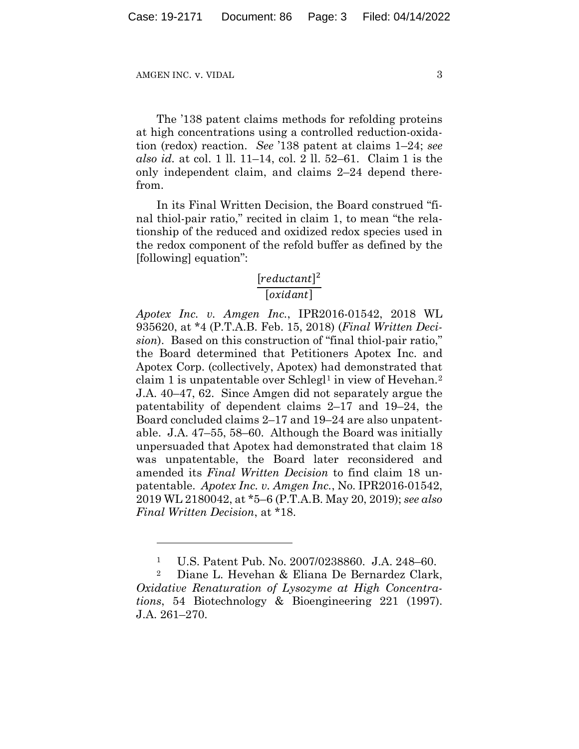The ’138 patent claims methods for refolding proteins at high concentrations using a controlled reduction-oxidation (redox) reaction. *See* ’138 patent at claims 1–24; *see also id.* at col. 1 ll. 11–14, col. 2 ll. 52–61. Claim 1 is the only independent claim, and claims 2–24 depend therefrom.

In its Final Written Decision, the Board construed “final thiol-pair ratio,” recited in claim 1, to mean “the relationship of the reduced and oxidized redox species used in the redox component of the refold buffer as defined by the [following] equation”:

$$\frac{[reductant]^2}{[oxidant]}$$

*Apotex Inc. v. Amgen Inc.*, IPR2016-01542, 2018 WL 935620, at *4 (P.T.A.B. Feb. 15, 2018) (*Final Written Decision*). Based on this construction of “final thiol-pair ratio,” the Board determined that Petitioners Apotex Inc. and Apotex Corp. (collectively, Apotex) had demonstrated that claim 1 is unpatentable over Schlegl[1] in view of Hevehan.[2] J.A. 40–47, 62. Since Amgen did not separately argue the patentability of dependent claims 2–17 and 19–24, the Board concluded claims 2–17 and 19–24 are also unpatentable. J.A. 47–55, 58–60. Although the Board was initially unpersuaded that Apotex had demonstrated that claim 18 was unpatentable, the Board later reconsidered and amended its *Final Written Decision* to find claim 18 unpatentable. *Apotex Inc. v. Amgen Inc.*, No. IPR2016-01542, 2019 WL 2180042, at *5–6 (P.T.A.B. May 20, 2019); *see also Final Written Decision*, at *18.

---

[1] U.S. Patent Pub. No. 2007/0238860. J.A. 248–60.

[2] Diane L. Hevehan & Eliana De Bernardez Clark, *Oxidative Renaturation of Lysozyme at High Concentrations*, 54 Biotechnology & Bioengineering 221 (1997). J.A. 261–270.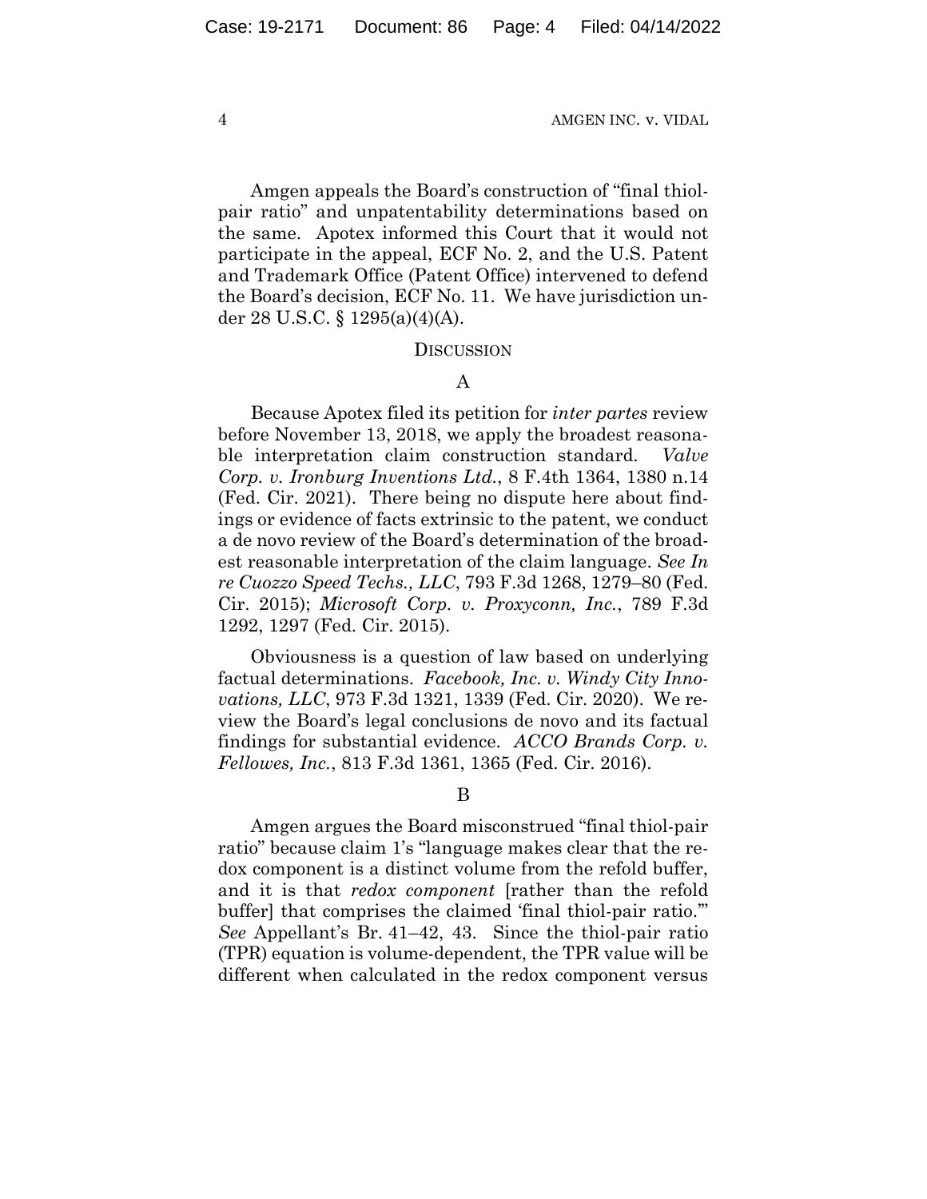Amgen appeals the Board's construction of "final thiol-pair ratio" and unpatentability determinations based on the same. Apotex informed this Court that it would not participate in the appeal, ECF No. 2, and the U.S. Patent and Trademark Office (Patent Office) intervened to defend the Board's decision, ECF No. 11. We have jurisdiction under 28 U.S.C. § 1295(a)(4)(A).

## DISCUSSION

### A

Because Apotex filed its petition for *inter partes* review before November 13, 2018, we apply the broadest reasonable interpretation claim construction standard. *Valve Corp. v. Ironburg Inventions Ltd.*, 8 F.4th 1364, 1380 n.14 (Fed. Cir. 2021). There being no dispute here about findings or evidence of facts extrinsic to the patent, we conduct a de novo review of the Board's determination of the broadest reasonable interpretation of the claim language. *See In re Cuozzo Speed Techs., LLC*, 793 F.3d 1268, 1279–80 (Fed. Cir. 2015); *Microsoft Corp. v. Proxyconn, Inc.*, 789 F.3d 1292, 1297 (Fed. Cir. 2015).

Obviousness is a question of law based on underlying factual determinations. *Facebook, Inc. v. Windy City Innovations, LLC*, 973 F.3d 1321, 1339 (Fed. Cir. 2020). We review the Board's legal conclusions de novo and its factual findings for substantial evidence. *ACCO Brands Corp. v. Fellowes, Inc.*, 813 F.3d 1361, 1365 (Fed. Cir. 2016).

### B

Amgen argues the Board misconstrued "final thiol-pair ratio" because claim 1's "language makes clear that the redox component is a distinct volume from the refold buffer, and it is that *redox component* [rather than the refold buffer] that comprises the claimed 'final thiol-pair ratio.'" *See* Appellant's Br. 41–42, 43. Since the thiol-pair ratio (TPR) equation is volume-dependent, the TPR value will be different when calculated in the redox component versus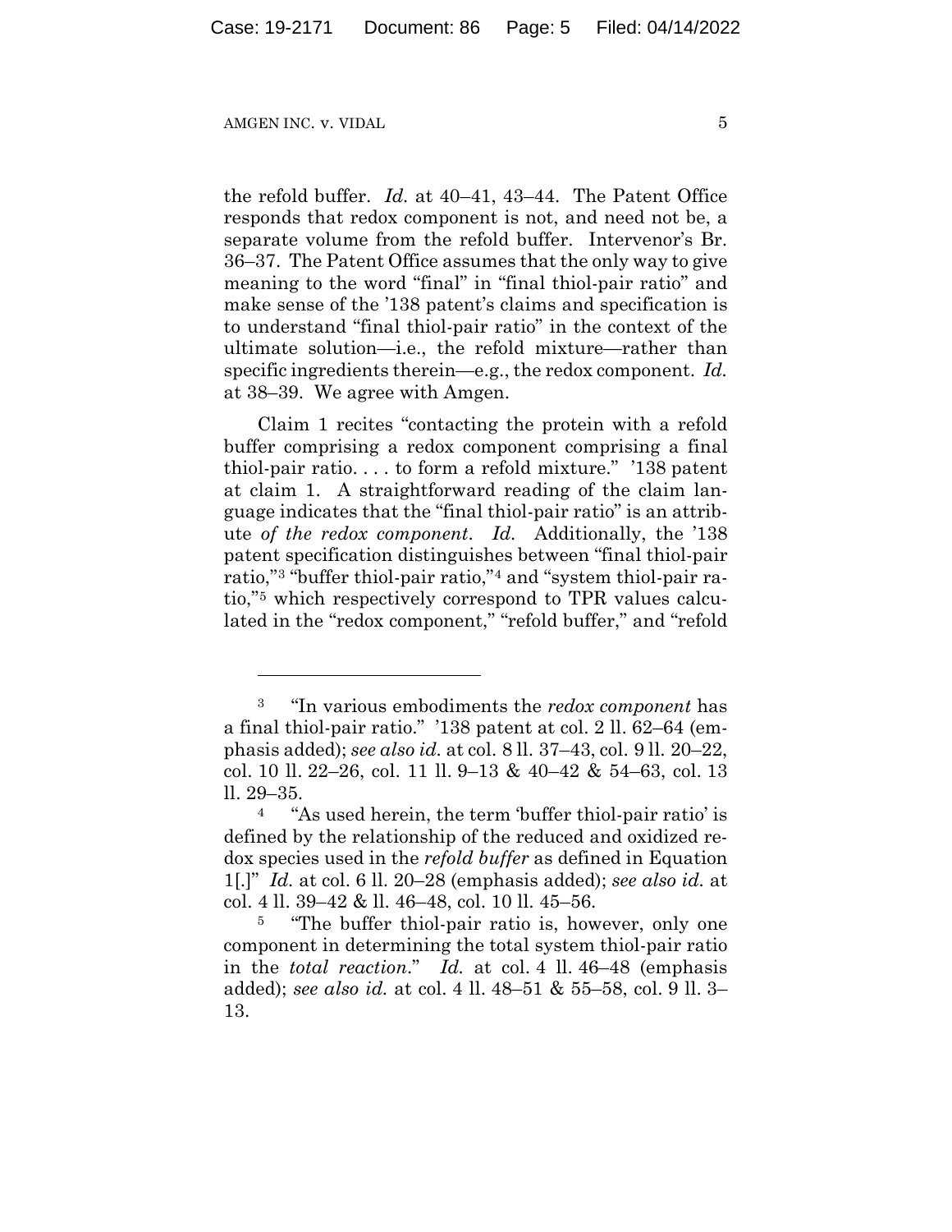the refold buffer. *Id.* at 40–41, 43–44. The Patent Office responds that redox component is not, and need not be, a separate volume from the refold buffer. Intervenor's Br. 36–37. The Patent Office assumes that the only way to give meaning to the word "final" in "final thiol-pair ratio" and make sense of the '138 patent's claims and specification is to understand "final thiol-pair ratio" in the context of the ultimate solution—i.e., the refold mixture—rather than specific ingredients therein—e.g., the redox component. *Id.* at 38–39. We agree with Amgen.

Claim 1 recites "contacting the protein with a refold buffer comprising a redox component comprising a final thiol-pair ratio. . . . to form a refold mixture." '138 patent at claim 1. A straightforward reading of the claim language indicates that the "final thiol-pair ratio" is an attribute *of the redox component*. *Id.* Additionally, the '138 patent specification distinguishes between "final thiol-pair ratio,"[3] "buffer thiol-pair ratio,"[4] and "system thiol-pair ratio,"[5] which respectively correspond to TPR values calculated in the "redox component," "refold buffer," and "refold

---

[3] "In various embodiments the *redox component* has a final thiol-pair ratio." '138 patent at col. 2 ll. 62–64 (emphasis added); *see also id.* at col. 8 ll. 37–43, col. 9 ll. 20–22, col. 10 ll. 22–26, col. 11 ll. 9–13 & 40–42 & 54–63, col. 13 ll. 29–35.

[4] "As used herein, the term 'buffer thiol-pair ratio' is defined by the relationship of the reduced and oxidized redox species used in the *refold buffer* as defined in Equation 1[.]" *Id.* at col. 6 ll. 20–28 (emphasis added); *see also id.* at col. 4 ll. 39–42 & ll. 46–48, col. 10 ll. 45–56.

[5] "The buffer thiol-pair ratio is, however, only one component in determining the total system thiol-pair ratio in the *total reaction*." *Id.* at col. 4 ll. 46–48 (emphasis added); *see also id.* at col. 4 ll. 48–51 & 55–58, col. 9 ll. 3–13.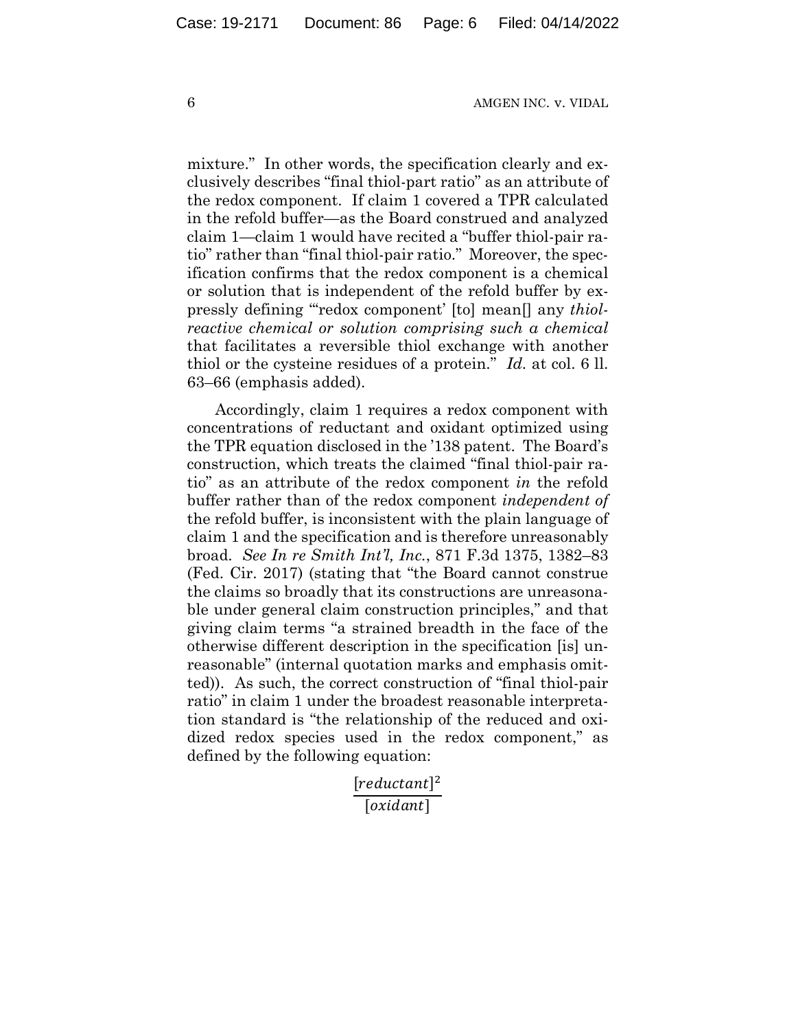mixture." In other words, the specification clearly and exclusively describes "final thiol-part ratio" as an attribute of the redox component. If claim 1 covered a TPR calculated in the refold buffer—as the Board construed and analyzed claim 1—claim 1 would have recited a "buffer thiol-pair ratio" rather than "final thiol-pair ratio." Moreover, the specification confirms that the redox component is a chemical or solution that is independent of the refold buffer by expressly defining "'redox component' [to] mean[] any *thiol-reactive chemical or solution comprising such a chemical* that facilitates a reversible thiol exchange with another thiol or the cysteine residues of a protein." *Id.* at col. 6 ll. 63–66 (emphasis added).

Accordingly, claim 1 requires a redox component with concentrations of reductant and oxidant optimized using the TPR equation disclosed in the '138 patent. The Board's construction, which treats the claimed "final thiol-pair ratio" as an attribute of the redox component *in* the refold buffer rather than of the redox component *independent of* the refold buffer, is inconsistent with the plain language of claim 1 and the specification and is therefore unreasonably broad. *See In re Smith Int'l, Inc.*, 871 F.3d 1375, 1382–83 (Fed. Cir. 2017) (stating that "the Board cannot construe the claims so broadly that its constructions are unreasonable under general claim construction principles," and that giving claim terms "a strained breadth in the face of the otherwise different description in the specification [is] unreasonable" (internal quotation marks and emphasis omitted)). As such, the correct construction of "final thiol-pair ratio" in claim 1 under the broadest reasonable interpretation standard is "the relationship of the reduced and oxidized redox species used in the redox component," as defined by the following equation:

$$\frac{[reductant]^2}{[oxidant]}$$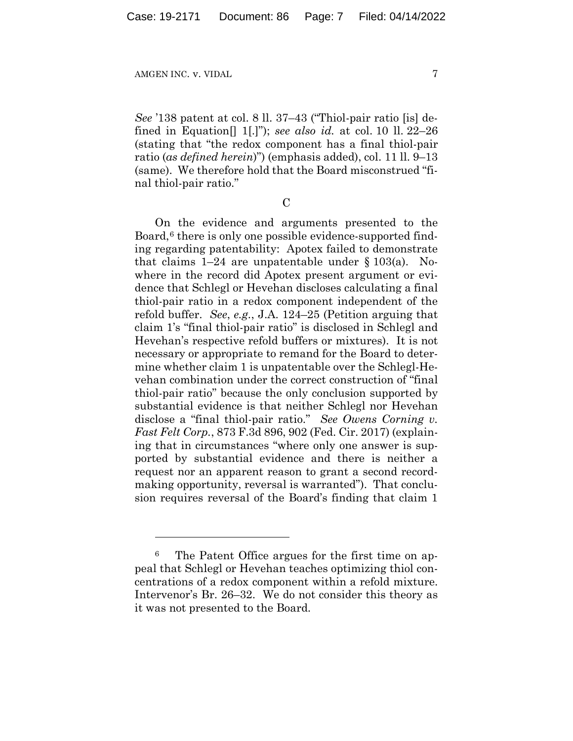*See* '138 patent at col. 8 ll. 37–43 ("Thiol-pair ratio [is] defined in Equation[] 1[.]"); *see also id.* at col. 10 ll. 22–26 (stating that "the redox component has a final thiol-pair ratio (*as defined herein*)") (emphasis added), col. 11 ll. 9–13 (same). We therefore hold that the Board misconstrued "final thiol-pair ratio."

### C

On the evidence and arguments presented to the Board,[6] there is only one possible evidence-supported finding regarding patentability: Apotex failed to demonstrate that claims 1–24 are unpatentable under § 103(a). Nowhere in the record did Apotex present argument or evidence that Schlegl or Hevehan discloses calculating a final thiol-pair ratio in a redox component independent of the refold buffer. *See, e.g.*, J.A. 124–25 (Petition arguing that claim 1's "final thiol-pair ratio" is disclosed in Schlegl and Hevehan's respective refold buffers or mixtures). It is not necessary or appropriate to remand for the Board to determine whether claim 1 is unpatentable over the Schlegl-Hevehan combination under the correct construction of "final thiol-pair ratio" because the only conclusion supported by substantial evidence is that neither Schlegl nor Hevehan disclose a "final thiol-pair ratio." *See Owens Corning v. Fast Felt Corp.*, 873 F.3d 896, 902 (Fed. Cir. 2017) (explaining that in circumstances "where only one answer is supported by substantial evidence and there is neither a request nor an apparent reason to grant a second record-making opportunity, reversal is warranted"). That conclusion requires reversal of the Board's finding that claim 1

---

[6] The Patent Office argues for the first time on appeal that Schlegl or Hevehan teaches optimizing thiol concentrations of a redox component within a refold mixture. Intervenor's Br. 26–32. We do not consider this theory as it was not presented to the Board.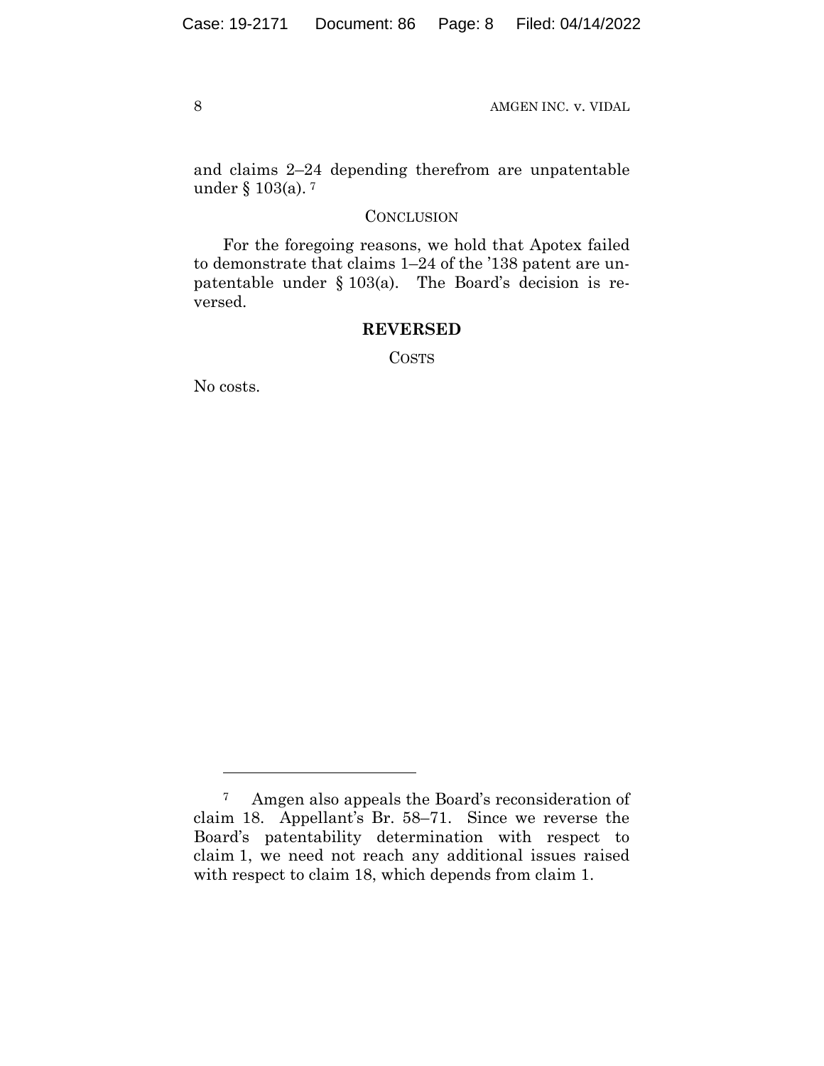and claims 2–24 depending therefrom are unpatentable under § 103(a).[7]

## CONCLUSION

For the foregoing reasons, we hold that Apotex failed to demonstrate that claims 1–24 of the ’138 patent are unpatentable under § 103(a). The Board’s decision is reversed.

**REVERSED**

COSTS

No costs.

---

[7] Amgen also appeals the Board’s reconsideration of claim 18. Appellant’s Br. 58–71. Since we reverse the Board’s patentability determination with respect to claim 1, we need not reach any additional issues raised with respect to claim 18, which depends from claim 1.